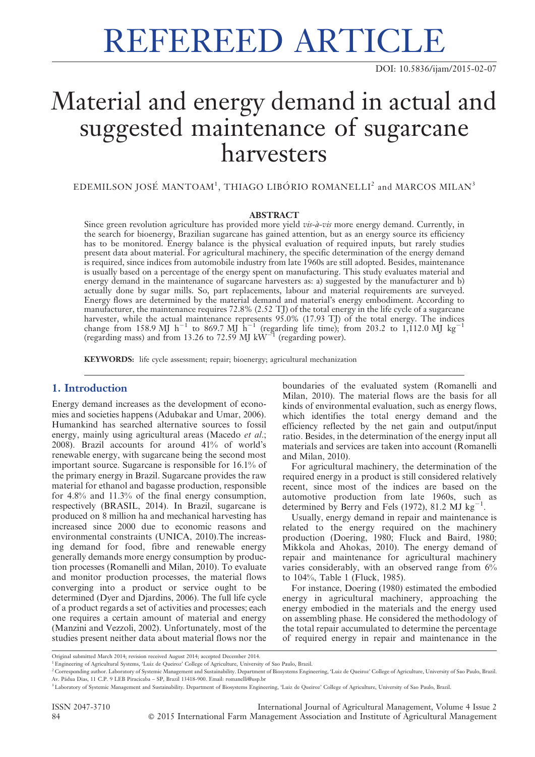REFEREED ARTICLE

DOI: 10.5836/ijam/2015-02-07

# Material and energy demand in actual and suggested maintenance of sugarcane harvesters

EDEMILSON JOSÉ MANTOAM[1], THIAGO LIBÓRIO ROMANELLI[2] and MARCOS MILAN[3]

## ABSTRACT

Since green revolution agriculture has provided more yield *vis-à-vis* more energy demand. Currently, in the search for bioenergy, Brazilian sugarcane has gained attention, but as an energy source its efficiency has to be monitored. Energy balance is the physical evaluation of required inputs, but rarely studies present data about material. For agricultural machinery, the specific determination of the energy demand is required, since indices from automobile industry from late 1960s are still adopted. Besides, maintenance is usually based on a percentage of the energy spent on manufacturing. This study evaluates material and energy demand in the maintenance of sugarcane harvesters as: a) suggested by the manufacturer and b) actually done by sugar mills. So, part replacements, labour and material requirements are surveyed. Energy flows are determined by the material demand and material's energy embodiment. According to manufacturer, the maintenance requires 72.8% (2.52 TJ) of the total energy in the life cycle of a sugarcane harvester, while the actual maintenance represents 95.0% (17.93 TJ) of the total energy. The indices change from 158.9 MJ $h^{-1}$ to 869.7 MJ $h^{-1}$ (regarding life time); from 203.2 to 1,112.0 MJ $kg^{-1}$ (regarding mass) and from 13.26 to 72.59 MJ $kW^{-1}$ (regarding power).

**KEYWORDS:** life cycle assessment; repair; bioenergy; agricultural mechanization

## 1. Introduction

Energy demand increases as the development of economies and societies happens (Adubakar and Umar, 2006). Humankind has searched alternative sources to fossil energy, mainly using agricultural areas (Macedo *et al.*; 2008). Brazil accounts for around 41% of world's renewable energy, with sugarcane being the second most important source. Sugarcane is responsible for 16.1% of the primary energy in Brazil. Sugarcane provides the raw material for ethanol and bagasse production, responsible for 4.8% and 11.3% of the final energy consumption, respectively (BRASIL, 2014). In Brazil, sugarcane is produced on 8 million ha and mechanical harvesting has increased since 2000 due to economic reasons and environmental constraints (UNICA, 2010).The increasing demand for food, fibre and renewable energy generally demands more energy consumption by production processes (Romanelli and Milan, 2010). To evaluate and monitor production processes, the material flows converging into a product or service ought to be determined (Dyer and Djardins, 2006). The full life cycle of a product regards a set of activities and processes; each one requires a certain amount of material and energy (Manzini and Vezzoli, 2002). Unfortunately, most of the studies present neither data about material flows nor the boundaries of the evaluated system (Romanelli and Milan, 2010). The material flows are the basis for all kinds of environmental evaluation, such as energy flows, which identifies the total energy demand and the efficiency reflected by the net gain and output/input ratio. Besides, in the determination of the energy input all materials and services are taken into account (Romanelli and Milan, 2010).

For agricultural machinery, the determination of the required energy in a product is still considered relatively recent, since most of the indices are based on the automotive production from late 1960s, such as determined by Berry and Fels (1972), 81.2 MJ $kg^{-1}$.

Usually, energy demand in repair and maintenance is related to the energy required on the machinery production (Doering, 1980; Fluck and Baird, 1980; Mikkola and Ahokas, 2010). The energy demand of repair and maintenance for agricultural machinery varies considerably, with an observed range from 6% to 104%, Table 1 (Fluck, 1985).

For instance, Doering (1980) estimated the embodied energy in agricultural machinery, approaching the energy embodied in the materials and the energy used on assembling phase. He considered the methodology of the total repair accumulated to determine the percentage of required energy in repair and maintenance in the

---

Original submitted March 2014; revision received August 2014; accepted December 2014.

[1] Engineering of Agricultural Systems, 'Luiz de Queiroz' College of Agriculture, University of Sao Paulo, Brazil.

[2] Corresponding author. Laboratory of Systemic Management and Sustainability. Department of Biosystems Engineering, 'Luiz de Queiroz' College of Agriculture, University of Sao Paulo, Brazil. Av. Pádua Dias, 11 C.P. 9 LEB Piracicaba – SP, Brazil 13418-900. Email: romanelli@usp.br

[3] Laboratory of Systemic Management and Sustainability. Department of Biosystems Engineering, 'Luiz de Queiroz' College of Agriculture, University of Sao Paulo, Brazil.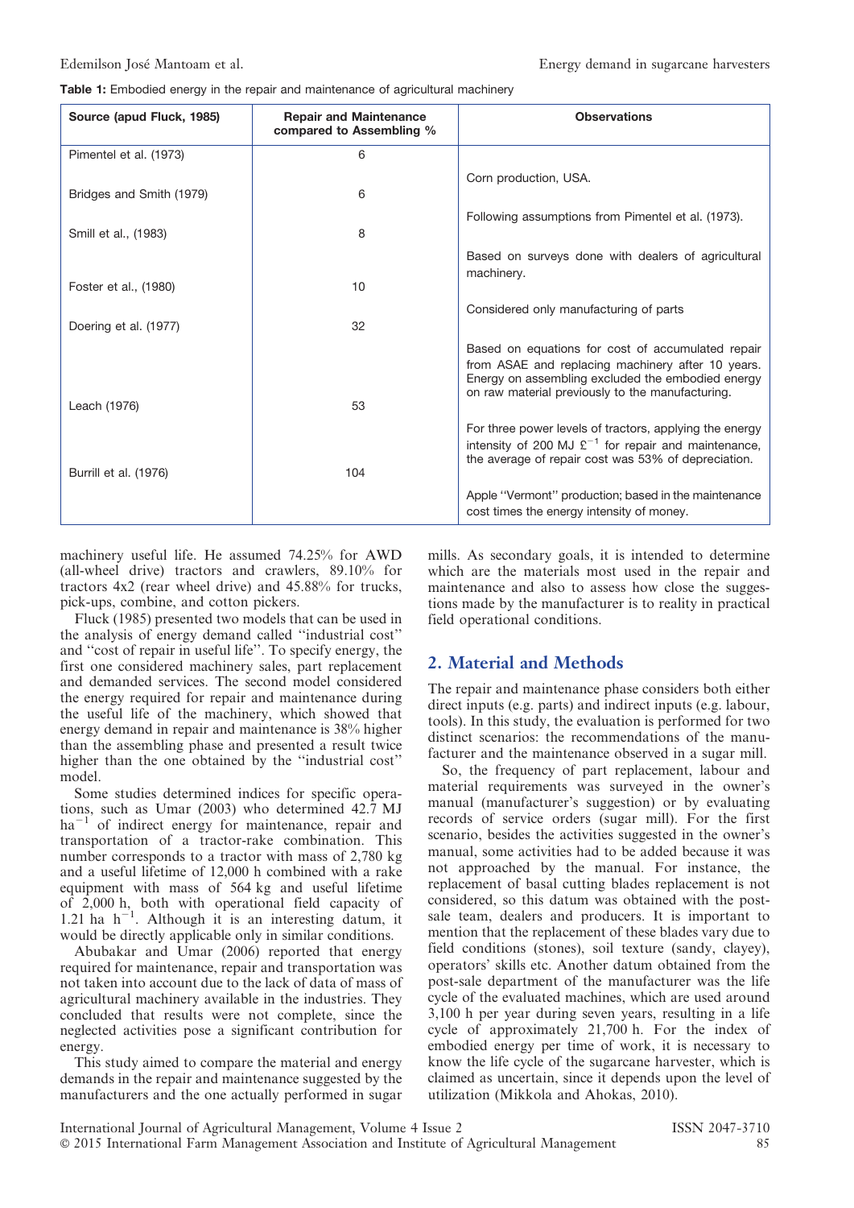**Table 1:** Embodied energy in the repair and maintenance of agricultural machinery

| Source (apud Fluck, 1985) | Repair and Maintenance compared to Assembling % | Observations |
|---|---|---|
| Pimentel et al. (1973) | 6 | Corn production, USA. |
| Bridges and Smith (1979) | 6 | Following assumptions from Pimentel et al. (1973). |
| Smill et al., (1983) | 8 | Based on surveys done with dealers of agricultural machinery. |
| Foster et al., (1980) | 10 | Considered only manufacturing of parts |
| Doering et al. (1977) | 32 | Based on equations for cost of accumulated repair from ASAE and replacing machinery after 10 years. Energy on assembling excluded the embodied energy on raw material previously to the manufacturing. |
| Leach (1976) | 53 | For three power levels of tractors, applying the energy intensity of 200 MJ £$^{-1}$ for repair and maintenance, the average of repair cost was 53% of depreciation. |
| Burrill et al. (1976) | 104 | Apple ''Vermont'' production; based in the maintenance cost times the energy intensity of money. |

machinery useful life. He assumed 74.25% for AWD (all-wheel drive) tractors and crawlers, 89.10% for tractors 4x2 (rear wheel drive) and 45.88% for trucks, pick-ups, combine, and cotton pickers.

Fluck (1985) presented two models that can be used in the analysis of energy demand called ''industrial cost'' and ''cost of repair in useful life''. To specify energy, the first one considered machinery sales, part replacement and demanded services. The second model considered the energy required for repair and maintenance during the useful life of the machinery, which showed that energy demand in repair and maintenance is 38% higher than the assembling phase and presented a result twice higher than the one obtained by the ''industrial cost'' model.

Some studies determined indices for specific operations, such as Umar (2003) who determined 42.7 MJ ha$^{-1}$ of indirect energy for maintenance, repair and transportation of a tractor-rake combination. This number corresponds to a tractor with mass of 2,780 kg and a useful lifetime of 12,000 h combined with a rake equipment with mass of 564 kg and useful lifetime of 2,000 h, both with operational field capacity of 1.21 ha h$^{-1}$. Although it is an interesting datum, it would be directly applicable only in similar conditions.

Abubakar and Umar (2006) reported that energy required for maintenance, repair and transportation was not taken into account due to the lack of data of mass of agricultural machinery available in the industries. They concluded that results were not complete, since the neglected activities pose a significant contribution for energy.

This study aimed to compare the material and energy demands in the repair and maintenance suggested by the manufacturers and the one actually performed in sugar mills. As secondary goals, it is intended to determine which are the materials most used in the repair and maintenance and also to assess how close the suggestions made by the manufacturer is to reality in practical field operational conditions.

## 2. Material and Methods

The repair and maintenance phase considers both either direct inputs (e.g. parts) and indirect inputs (e.g. labour, tools). In this study, the evaluation is performed for two distinct scenarios: the recommendations of the manufacturer and the maintenance observed in a sugar mill.

So, the frequency of part replacement, labour and material requirements was surveyed in the owner's manual (manufacturer's suggestion) or by evaluating records of service orders (sugar mill). For the first scenario, besides the activities suggested in the owner's manual, some activities had to be added because it was not approached by the manual. For instance, the replacement of basal cutting blades replacement is not considered, so this datum was obtained with the post-sale team, dealers and producers. It is important to mention that the replacement of these blades vary due to field conditions (stones), soil texture (sandy, clayey), operators' skills etc. Another datum obtained from the post-sale department of the manufacturer was the life cycle of the evaluated machines, which are used around 3,100 h per year during seven years, resulting in a life cycle of approximately 21,700 h. For the index of embodied energy per time of work, it is necessary to know the life cycle of the sugarcane harvester, which is claimed as uncertain, since it depends upon the level of utilization (Mikkola and Ahokas, 2010).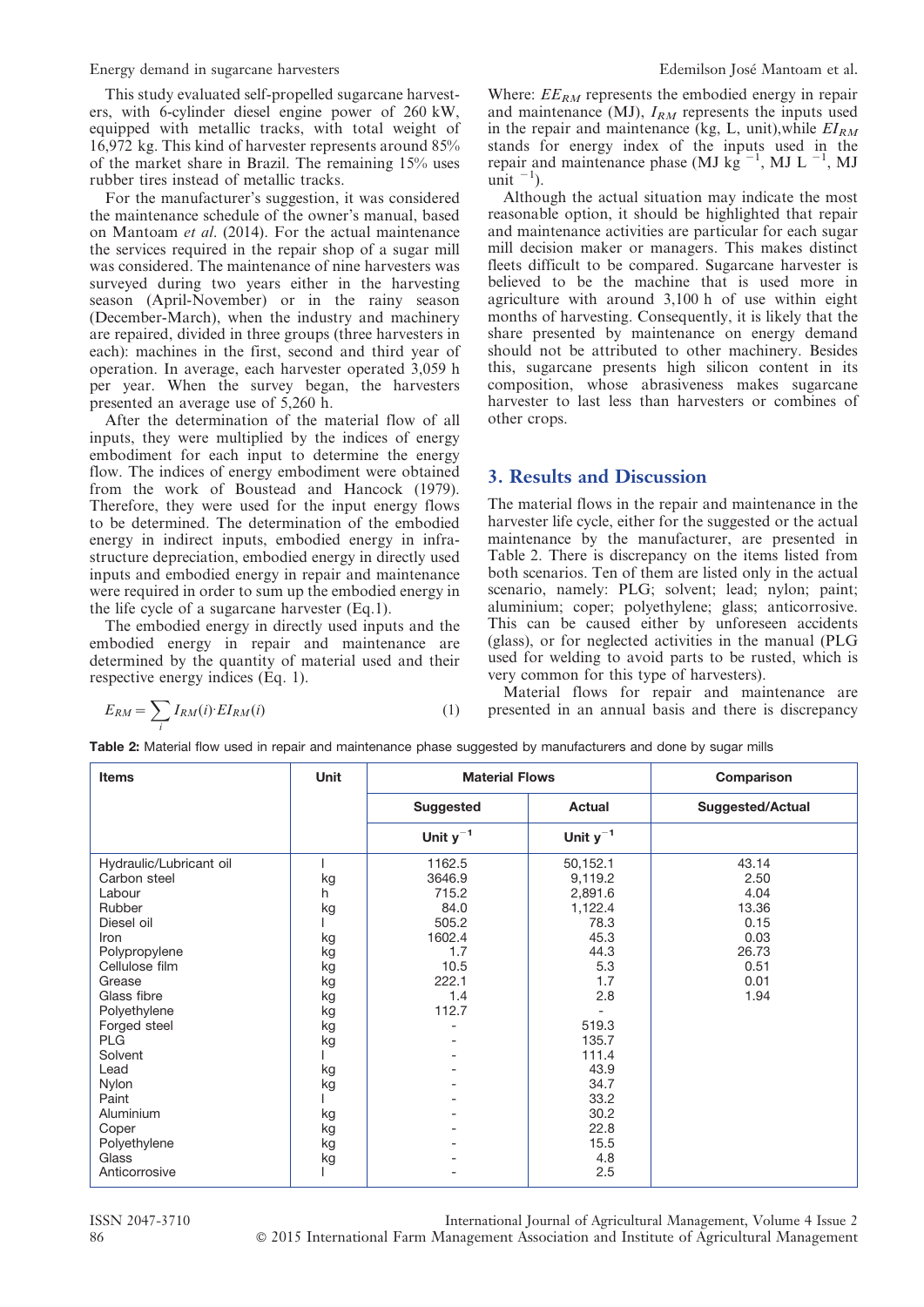This study evaluated self-propelled sugarcane harvesters, with 6-cylinder diesel engine power of 260 kW, equipped with metallic tracks, with total weight of 16,972 kg. This kind of harvester represents around 85% of the market share in Brazil. The remaining 15% uses rubber tires instead of metallic tracks.

For the manufacturer's suggestion, it was considered the maintenance schedule of the owner's manual, based on Mantoam *et al.* (2014). For the actual maintenance the services required in the repair shop of a sugar mill was considered. The maintenance of nine harvesters was surveyed during two years either in the harvesting season (April-November) or in the rainy season (December-March), when the industry and machinery are repaired, divided in three groups (three harvesters in each): machines in the first, second and third year of operation. In average, each harvester operated 3,059 h per year. When the survey began, the harvesters presented an average use of 5,260 h.

After the determination of the material flow of all inputs, they were multiplied by the indices of energy embodiment for each input to determine the energy flow. The indices of energy embodiment were obtained from the work of Boustead and Hancock (1979). Therefore, they were used for the input energy flows to be determined. The determination of the embodied energy in indirect inputs, embodied energy in infrastructure depreciation, embodied energy in directly used inputs and embodied energy in repair and maintenance were required in order to sum up the embodied energy in the life cycle of a sugarcane harvester (Eq.1).

The embodied energy in directly used inputs and the embodied energy in repair and maintenance are determined by the quantity of material used and their respective energy indices (Eq. 1).

$$E_{RM} = \sum_{i} I_{RM}(i) \cdot EI_{RM}(i) \qquad (1)$$

Where: $EE_{RM}$ represents the embodied energy in repair and maintenance (MJ), $I_{RM}$ represents the inputs used in the repair and maintenance (kg, L, unit),while $EI_{RM}$ stands for energy index of the inputs used in the repair and maintenance phase (MJ $kg^{-1}$, MJ $L^{-1}$, MJ $unit^{-1}$).

Although the actual situation may indicate the most reasonable option, it should be highlighted that repair and maintenance activities are particular for each sugar mill decision maker or managers. This makes distinct fleets difficult to be compared. Sugarcane harvester is believed to be the machine that is used more in agriculture with around 3,100 h of use within eight months of harvesting. Consequently, it is likely that the share presented by maintenance on energy demand should not be attributed to other machinery. Besides this, sugarcane presents high silicon content in its composition, whose abrasiveness makes sugarcane harvester to last less than harvesters or combines of other crops.

## 3. Results and Discussion

The material flows in the repair and maintenance in the harvester life cycle, either for the suggested or the actual maintenance by the manufacturer, are presented in Table 2. There is discrepancy on the items listed from both scenarios. Ten of them are listed only in the actual scenario, namely: PLG; solvent; lead; nylon; paint; aluminium; coper; polyethylene; glass; anticorrosive. This can be caused either by unforeseen accidents (glass), or for neglected activities in the manual (PLG used for welding to avoid parts to be rusted, which is very common for this type of harvesters).

Material flows for repair and maintenance are presented in an annual basis and there is discrepancy

**Table 2:** Material flow used in repair and maintenance phase suggested by manufacturers and done by sugar mills

| Items | Unit | Material Flows | | Comparison |
|---|---|---|---|---|
| | | Suggested | Actual | Suggested/Actual |
| | | Unit $y^{-1}$ | Unit $y^{-1}$ | |
| Hydraulic/Lubricant oil | l | 1162.5 | 50,152.1 | 43.14 |
| Carbon steel | kg | 3646.9 | 9,119.2 | 2.50 |
| Labour | h | 715.2 | 2,891.6 | 4.04 |
| Rubber | kg | 84.0 | 1,122.4 | 13.36 |
| Diesel oil | l | 505.2 | 78.3 | 0.15 |
| Iron | kg | 1602.4 | 45.3 | 0.03 |
| Polypropylene | kg | 1.7 | 44.3 | 26.73 |
| Cellulose film | kg | 10.5 | 5.3 | 0.51 |
| Grease | kg | 222.1 | 1.7 | 0.01 |
| Glass fibre | kg | 1.4 | 2.8 | 1.94 |
| Polyethylene | kg | 112.7 | - | |
| Forged steel | kg | - | 519.3 | |
| PLG | kg | - | 135.7 | |
| Solvent | l | - | 111.4 | |
| Lead | kg | - | 43.9 | |
| Nylon | kg | - | 34.7 | |
| Paint | l | - | 33.2 | |
| Aluminium | kg | - | 30.2 | |
| Coper | kg | - | 22.8 | |
| Polyethylene | kg | - | 15.5 | |
| Glass | kg | - | 4.8 | |
| Anticorrosive | l | - | 2.5 | |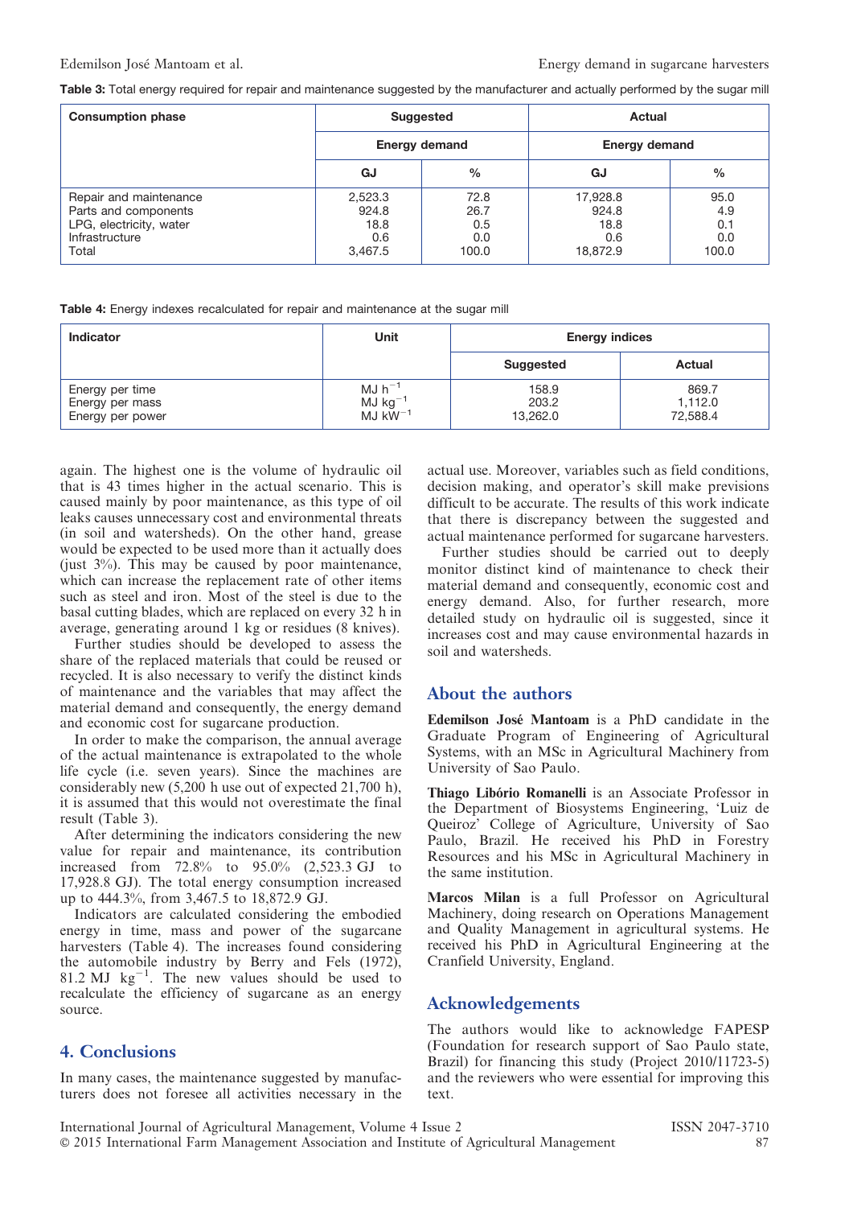Table 3: Total energy required for repair and maintenance suggested by the manufacturer and actually performed by the sugar mill

| Consumption phase | Suggested | | Actual | |
|---|---|---|---|---|
| | Energy demand | | Energy demand | |
| | GJ | % | GJ | % |
| Repair and maintenance | 2,523.3 | 72.8 | 17,928.8 | 95.0 |
| Parts and components | 924.8 | 26.7 | 924.8 | 4.9 |
| LPG, electricity, water | 18.8 | 0.5 | 18.8 | 0.1 |
| Infrastructure | 0.6 | 0.0 | 0.6 | 0.0 |
| Total | 3,467.5 | 100.0 | 18,872.9 | 100.0 |

Table 4: Energy indexes recalculated for repair and maintenance at the sugar mill

| Indicator | Unit | Energy indices | |
|---|---|---|---|
| | | Suggested | Actual |
| Energy per time | MJ $h^{-1}$ | 158.9 | 869.7 |
| Energy per mass | MJ $kg^{-1}$ | 203.2 | 1,112.0 |
| Energy per power | MJ $kW^{-1}$ | 13,262.0 | 72,588.4 |

again. The highest one is the volume of hydraulic oil that is 43 times higher in the actual scenario. This is caused mainly by poor maintenance, as this type of oil leaks causes unnecessary cost and environmental threats (in soil and watersheds). On the other hand, grease would be expected to be used more than it actually does (just 3%). This may be caused by poor maintenance, which can increase the replacement rate of other items such as steel and iron. Most of the steel is due to the basal cutting blades, which are replaced on every 32 h in average, generating around 1 kg or residues (8 knives).

Further studies should be developed to assess the share of the replaced materials that could be reused or recycled. It is also necessary to verify the distinct kinds of maintenance and the variables that may affect the material demand and consequently, the energy demand and economic cost for sugarcane production.

In order to make the comparison, the annual average of the actual maintenance is extrapolated to the whole life cycle (i.e. seven years). Since the machines are considerably new (5,200 h use out of expected 21,700 h), it is assumed that this would not overestimate the final result (Table 3).

After determining the indicators considering the new value for repair and maintenance, its contribution increased from 72.8% to 95.0% (2,523.3 GJ to 17,928.8 GJ). The total energy consumption increased up to 444.3%, from 3,467.5 to 18,872.9 GJ.

Indicators are calculated considering the embodied energy in time, mass and power of the sugarcane harvesters (Table 4). The increases found considering the automobile industry by Berry and Fels (1972), 81.2 MJ $kg^{-1}$. The new values should be used to recalculate the efficiency of sugarcane as an energy source.

## 4. Conclusions

In many cases, the maintenance suggested by manufacturers does not foresee all activities necessary in the actual use. Moreover, variables such as field conditions, decision making, and operator's skill make previsions difficult to be accurate. The results of this work indicate that there is discrepancy between the suggested and actual maintenance performed for sugarcane harvesters.

Further studies should be carried out to deeply monitor distinct kind of maintenance to check their material demand and consequently, economic cost and energy demand. Also, for further research, more detailed study on hydraulic oil is suggested, since it increases cost and may cause environmental hazards in soil and watersheds.

## About the authors

**Edemilson José Mantoam** is a PhD candidate in the Graduate Program of Engineering of Agricultural Systems, with an MSc in Agricultural Machinery from University of Sao Paulo.

**Thiago Libório Romanelli** is an Associate Professor in the Department of Biosystems Engineering, 'Luiz de Queiroz' College of Agriculture, University of Sao Paulo, Brazil. He received his PhD in Forestry Resources and his MSc in Agricultural Machinery in the same institution.

**Marcos Milan** is a full Professor on Agricultural Machinery, doing research on Operations Management and Quality Management in agricultural systems. He received his PhD in Agricultural Engineering at the Cranfield University, England.

## Acknowledgements

The authors would like to acknowledge FAPESP (Foundation for research support of Sao Paulo state, Brazil) for financing this study (Project 2010/11723-5) and the reviewers who were essential for improving this text.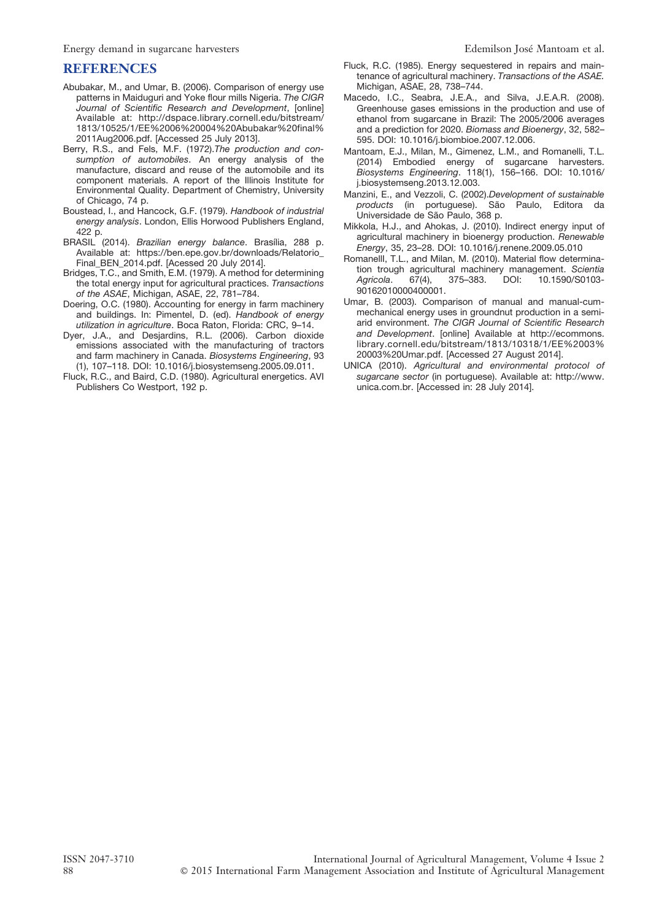## REFERENCES

Abubakar, M., and Umar, B. (2006). Comparison of energy use patterns in Maiduguri and Yoke flour mills Nigeria. *The CIGR Journal of Scientific Research and Development*, [online] Available at: http://dspace.library.cornell.edu/bitstream/1813/10525/1/EE%2006%20004%20Abubakar%20final%2011Aug2006.pdf. [Accessed 25 July 2013].

Berry, R.S., and Fels, M.F. (1972).*The production and consumption of automobiles*. An energy analysis of the manufacture, discard and reuse of the automobile and its component materials. A report of the Illinois Institute for Environmental Quality. Department of Chemistry, University of Chicago, 74 p.

Boustead, I., and Hancock, G.F. (1979). *Handbook of industrial energy analysis*. London, Ellis Horwood Publishers England, 422 p.

BRASIL (2014). *Brazilian energy balance*. Brasília, 288 p. Available at: https://ben.epe.gov.br/downloads/Relatorio_Final_BEN_2014.pdf. [Acessed 20 July 2014].

Bridges, T.C., and Smith, E.M. (1979). A method for determining the total energy input for agricultural practices. *Transactions of the ASAE*, Michigan, ASAE, 22, 781–784.

Doering, O.C. (1980). Accounting for energy in farm machinery and buildings. In: Pimentel, D. (ed). *Handbook of energy utilization in agriculture*. Boca Raton, Florida: CRC, 9–14.

Dyer, J.A., and Desjardins, R.L. (2006). Carbon dioxide emissions associated with the manufacturing of tractors and farm machinery in Canada. *Biosystems Engineering*, 93 (1), 107–118. DOI: 10.1016/j.biosystemseng.2005.09.011.

Fluck, R.C., and Baird, C.D. (1980). Agricultural energetics. AVI Publishers Co Westport, 192 p.

Fluck, R.C. (1985). Energy sequestered in repairs and maintenance of agricultural machinery. *Transactions of the ASAE.* Michigan, ASAE, 28, 738–744.

Macedo, I.C., Seabra, J.E.A., and Silva, J.E.A.R. (2008). Greenhouse gases emissions in the production and use of ethanol from sugarcane in Brazil: The 2005/2006 averages and a prediction for 2020. *Biomass and Bioenergy*, 32, 582–595. DOI: 10.1016/j.biombioe.2007.12.006.

Mantoam, E.J., Milan, M., Gimenez, L.M., and Romanelli, T.L. (2014) Embodied energy of sugarcane harvesters. *Biosystems Engineering*. 118(1), 156–166. DOI: 10.1016/j.biosystemseng.2013.12.003.

Manzini, E., and Vezzoli, C. (2002).*Development of sustainable products* (in portuguese). São Paulo, Editora da Universidade de São Paulo, 368 p.

Mikkola, H.J., and Ahokas, J. (2010). Indirect energy input of agricultural machinery in bioenergy production. *Renewable Energy*, 35, 23–28. DOI: 10.1016/j.renene.2009.05.010

Romanelll, T.L., and Milan, M. (2010). Material flow determination trough agricultural machinery management. *Scientia Agricola*. 67(4), 375–383. DOI: 10.1590/S0103-90162010000400001.

Umar, B. (2003). Comparison of manual and manual-cum-mechanical energy uses in groundnut production in a semi-arid environment. *The CIGR Journal of Scientific Research and Development*. [online] Available at http://ecommons.library.cornell.edu/bitstream/1813/10318/1/EE%2003%20003%20Umar.pdf. [Accessed 27 August 2014].

UNICA (2010). *Agricultural and environmental protocol of sugarcane sector* (in portuguese). Available at: http://www.unica.com.br. [Accessed in: 28 July 2014].